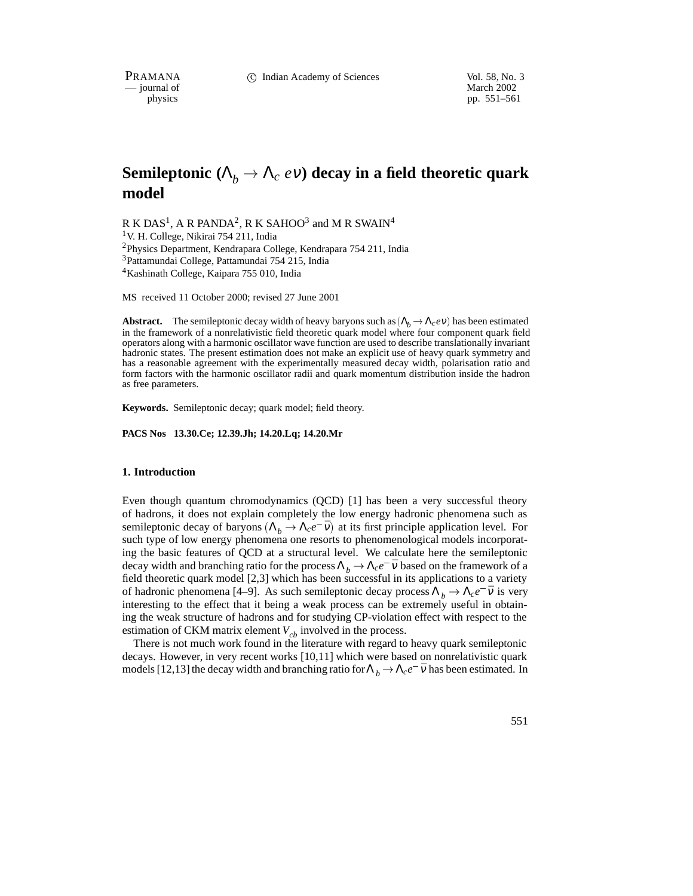# Semileptonic ($\Lambda_b \to \Lambda_c\, e\nu$) decay in a field theoretic quark model

R K DAS[1], A R PANDA[2], R K SAHOO[3] and M R SWAIN[4]

[1]V. H. College, Nikirai 754 211, India
[2]Physics Department, Kendrapara College, Kendrapara 754 211, India
[3]Pattamundai College, Pattamundai 754 215, India
[4]Kashinath College, Kaipara 755 010, India

MS received 11 October 2000; revised 27 June 2001

**Abstract.** The semileptonic decay width of heavy baryons such as ($\Lambda_b \to \Lambda_c e\nu$) has been estimated in the framework of a nonrelativistic field theoretic quark model where four component quark field operators along with a harmonic oscillator wave function are used to describe translationally invariant hadronic states. The present estimation does not make an explicit use of heavy quark symmetry and has a reasonable agreement with the experimentally measured decay width, polarisation ratio and form factors with the harmonic oscillator radii and quark momentum distribution inside the hadron as free parameters.

**Keywords.** Semileptonic decay; quark model; field theory.

**PACS Nos 13.30.Ce; 12.39.Jh; 14.20.Lq; 14.20.Mr**

## 1. Introduction

Even though quantum chromodynamics (QCD) [1] has been a very successful theory of hadrons, it does not explain completely the low energy hadronic phenomena such as semileptonic decay of baryons ($\Lambda_b \to \Lambda_c e^- \bar{\nu}$) at its first principle application level. For such type of low energy phenomena one resorts to phenomenological models incorporating the basic features of QCD at a structural level. We calculate here the semileptonic decay width and branching ratio for the process $\Lambda_b \to \Lambda_c e^- \bar{\nu}$ based on the framework of a field theoretic quark model [2,3] which has been successful in its applications to a variety of hadronic phenomena [4–9]. As such semileptonic decay process $\Lambda_b \to \Lambda_c e^- \bar{\nu}$ is very interesting to the effect that it being a weak process can be extremely useful in obtaining the weak structure of hadrons and for studying CP-violation effect with respect to the estimation of CKM matrix element $V_{cb}$ involved in the process.

There is not much work found in the literature with regard to heavy quark semileptonic decays. However, in very recent works [10,11] which were based on nonrelativistic quark models [12,13] the decay width and branching ratio for $\Lambda_b \to \Lambda_c e^- \bar{\nu}$ has been estimated. In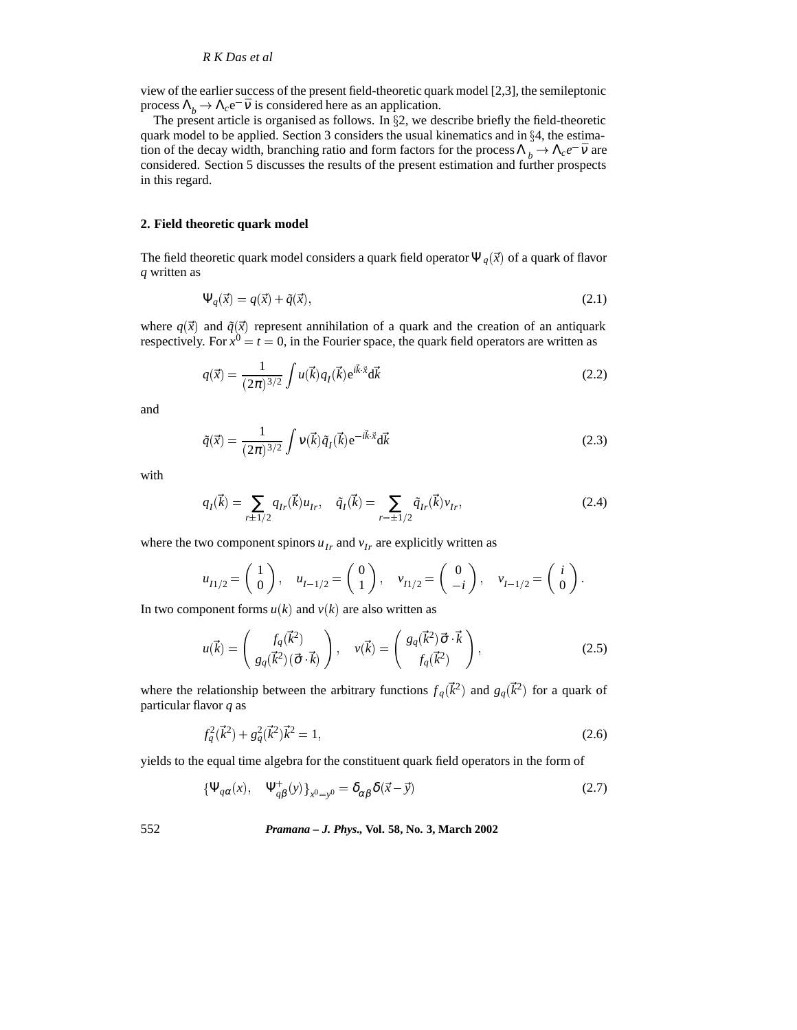view of the earlier success of the present field-theoretic quark model [2,3], the semileptonic process $\Lambda_b \to \Lambda_c e^- \bar{\nu}$ is considered here as an application.

The present article is organised as follows. In §2, we describe briefly the field-theoretic quark model to be applied. Section 3 considers the usual kinematics and in §4, the estimation of the decay width, branching ratio and form factors for the process $\Lambda_b \to \Lambda_c e^- \bar{\nu}$ are considered. Section 5 discusses the results of the present estimation and further prospects in this regard.

## 2. Field theoretic quark model

The field theoretic quark model considers a quark field operator $\Psi_q(\vec{x})$ of a quark of flavor $q$ written as

$$\Psi_q(\vec{x}) = q(\vec{x}) + \tilde{q}(\vec{x}), \tag{2.1}$$

where $q(\vec{x})$ and $\tilde{q}(\vec{x})$ represent annihilation of a quark and the creation of an antiquark respectively. For $x^0 = t = 0$, in the Fourier space, the quark field operators are written as

$$q(\vec{x}) = \frac{1}{(2\pi)^{3/2}} \int u(\vec{k}) q_I(\vec{k}) e^{i\vec{k}\cdot\vec{x}} d\vec{k} \tag{2.2}$$

and

$$\tilde{q}(\vec{x}) = \frac{1}{(2\pi)^{3/2}} \int v(\vec{k}) \tilde{q}_I(\vec{k}) e^{-i\vec{k}\cdot\vec{x}} d\vec{k} \tag{2.3}$$

with

$$q_I(\vec{k}) = \sum_{r\pm 1/2} q_{Ir}(\vec{k}) u_{Ir}, \quad \tilde{q}_I(\vec{k}) = \sum_{r=\pm 1/2} \tilde{q}_{Ir}(\vec{k}) v_{Ir}, \tag{2.4}$$

where the two component spinors $u_{Ir}$ and $v_{Ir}$ are explicitly written as

$$u_{I1/2} = \begin{pmatrix} 1 \\ 0 \end{pmatrix}, \quad u_{I-1/2} = \begin{pmatrix} 0 \\ 1 \end{pmatrix}, \quad v_{I1/2} = \begin{pmatrix} 0 \\ -i \end{pmatrix}, \quad v_{I-1/2} = \begin{pmatrix} i \\ 0 \end{pmatrix}.$$

In two component forms $u(k)$ and $v(k)$ are also written as

$$u(\vec{k}) = \begin{pmatrix} f_q(\vec{k}^2) \\ g_q(\vec{k}^2)(\vec{\sigma}\cdot\vec{k}) \end{pmatrix}, \quad v(\vec{k}) = \begin{pmatrix} g_q(\vec{k}^2)\vec{\sigma}\cdot\vec{k} \\ f_q(\vec{k}^2) \end{pmatrix}, \tag{2.5}$$

where the relationship between the arbitrary functions $f_q(\vec{k}^2)$ and $g_q(\vec{k}^2)$ for a quark of particular flavor $q$ as

$$f_q^2(\vec{k}^2) + g_q^2(\vec{k}^2)\vec{k}^2 = 1, \tag{2.6}$$

yields to the equal time algebra for the constituent quark field operators in the form of

$$\{\Psi_{q\alpha}(x), \quad \Psi^+_{q\beta}(y)\}_{x^0=y^0} = \delta_{\alpha\beta}\delta(\vec{x}-\vec{y}) \tag{2.7}$$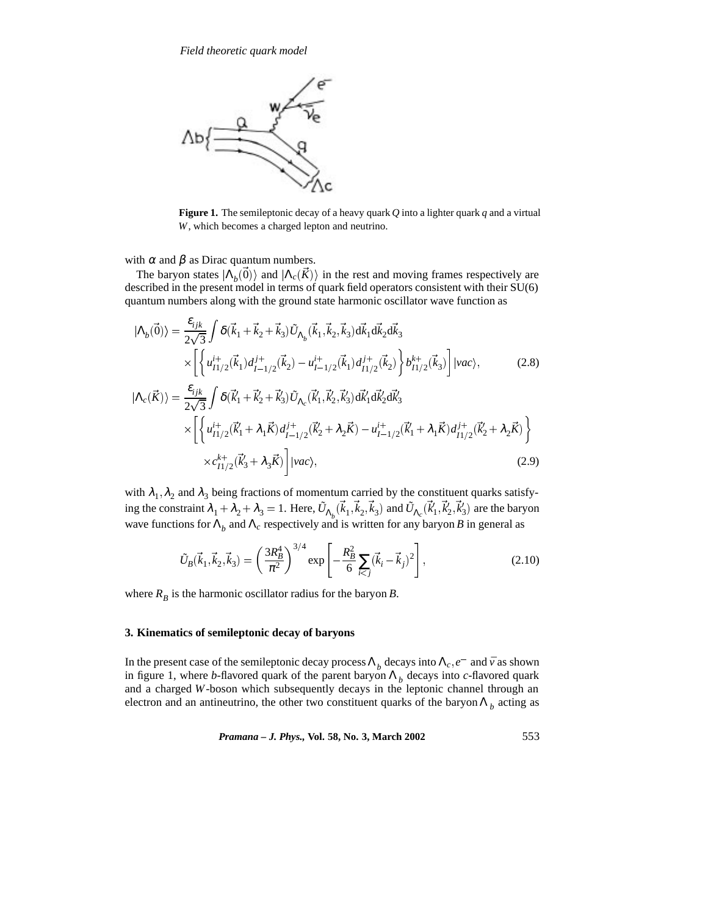**Figure 1.** The semileptonic decay of a heavy quark $Q$ into a lighter quark $q$ and a virtual $W$, which becomes a charged lepton and neutrino.

with $\alpha$ and $\beta$ as Dirac quantum numbers.

The baryon states $|\Lambda_b(\vec{0})\rangle$ and $|\Lambda_c(\vec{K})\rangle$ in the rest and moving frames respectively are described in the present model in terms of quark field operators consistent with their SU(6) quantum numbers along with the ground state harmonic oscillator wave function as

$$|\Lambda_b(\vec{0})\rangle = \frac{\varepsilon_{ijk}}{2\sqrt{3}} \int \delta(\vec{k}_1 + \vec{k}_2 + \vec{k}_3) \tilde{U}_{\Lambda_b}(\vec{k}_1, \vec{k}_2, \vec{k}_3) \mathrm{d}\vec{k}_1 \mathrm{d}\vec{k}_2 \mathrm{d}\vec{k}_3 \times \left[ \left\{ u^{i+}_{I1/2}(\vec{k}_1) d^{j+}_{I-1/2}(\vec{k}_2) - u^{i+}_{I-1/2}(\vec{k}_1) d^{j+}_{I1/2}(\vec{k}_2) \right\} b^{k+}_{I1/2}(\vec{k}_3) \right] |vac\rangle, \tag{2.8}$$

$$|\Lambda_c(\vec{K})\rangle = \frac{\varepsilon_{ijk}}{2\sqrt{3}} \int \delta(\vec{k}'_1 + \vec{k}'_2 + \vec{k}'_3) \tilde{U}_{\Lambda_c}(\vec{k}'_1, \vec{k}'_2, \vec{k}'_3) \mathrm{d}\vec{k}'_1 \mathrm{d}\vec{k}'_2 \mathrm{d}\vec{k}'_3 \times \left[ \left\{ u^{i+}_{I1/2}(\vec{k}'_1 + \lambda_1 \vec{K}) d^{j+}_{I-1/2}(\vec{k}'_2 + \lambda_2 \vec{K}) - u^{i+}_{I-1/2}(\vec{k}'_1 + \lambda_1 \vec{K}) d^{j+}_{I1/2}(\vec{k}'_2 + \lambda_2 \vec{K}) \right\} \times c^{k+}_{I1/2}(\vec{k}'_3 + \lambda_3 \vec{K}) \right] |vac\rangle, \tag{2.9}$$

with $\lambda_1, \lambda_2$ and $\lambda_3$ being fractions of momentum carried by the constituent quarks satisfying the constraint $\lambda_1 + \lambda_2 + \lambda_3 = 1$. Here, $\tilde{U}_{\Lambda_b}(\vec{k}_1, \vec{k}_2, \vec{k}_3)$ and $\tilde{U}_{\Lambda_c}(\vec{k}'_1, \vec{k}'_2, \vec{k}'_3)$ are the baryon wave functions for $\Lambda_b$ and $\Lambda_c$ respectively and is written for any baryon $B$ in general as

$$\tilde{U}_B(\vec{k}_1, \vec{k}_2, \vec{k}_3) = \left( \frac{3R_B^4}{\pi^2} \right)^{3/4} \exp \left[ -\frac{R_B^2}{6} \sum_{i<j} (\vec{k}_i - \vec{k}_j)^2 \right], \tag{2.10}$$

where $R_B$ is the harmonic oscillator radius for the baryon $B$.

## 3. Kinematics of semileptonic decay of baryons

In the present case of the semileptonic decay process $\Lambda_b$ decays into $\Lambda_c, e^-$ and $\bar{\nu}$ as shown in figure 1, where $b$-flavored quark of the parent baryon $\Lambda_b$ decays into $c$-flavored quark and a charged $W$-boson which subsequently decays in the leptonic channel through an electron and an antineutrino, the other two constituent quarks of the baryon $\Lambda_b$ acting as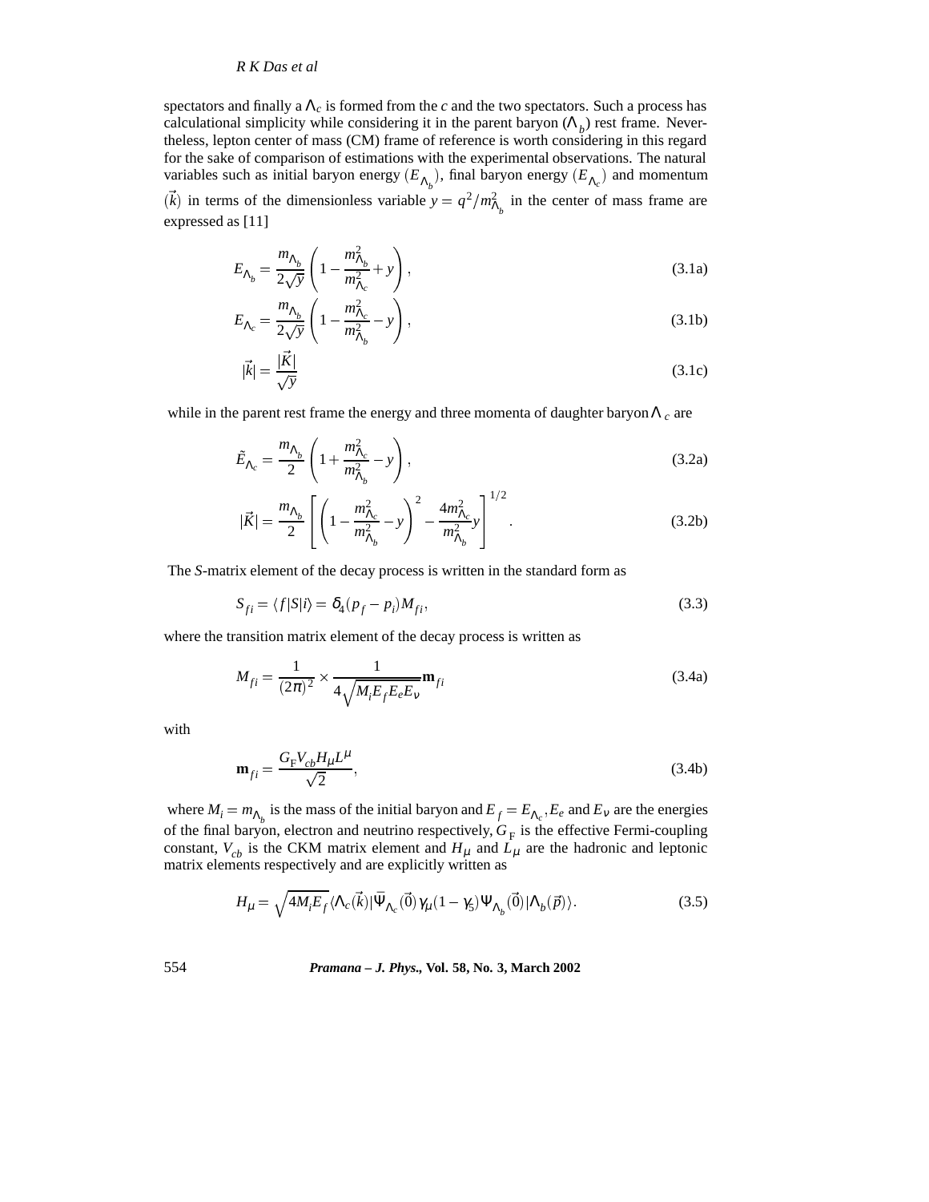spectators and finally a $\Lambda_c$ is formed from the $c$ and the two spectators. Such a process has calculational simplicity while considering it in the parent baryon ($\Lambda_b$) rest frame. Nevertheless, lepton center of mass (CM) frame of reference is worth considering in this regard for the sake of comparison of estimations with the experimental observations. The natural variables such as initial baryon energy ($E_{\Lambda_b}$), final baryon energy ($E_{\Lambda_c}$) and momentum ($\vec{k}$) in terms of the dimensionless variable $y = q^2/m_{\Lambda_b}^2$ in the center of mass frame are expressed as [11]

$$E_{\Lambda_b} = \frac{m_{\Lambda_b}}{2\sqrt{y}}\left(1 - \frac{m_{\Lambda_b}^2}{m_{\Lambda_c}^2} + y\right), \tag{3.1a}$$

$$E_{\Lambda_c} = \frac{m_{\Lambda_b}}{2\sqrt{y}}\left(1 - \frac{m_{\Lambda_c}^2}{m_{\Lambda_b}^2} - y\right), \tag{3.1b}$$

$$|\vec{k}| = \frac{|\vec{K}|}{\sqrt{y}} \tag{3.1c}$$

while in the parent rest frame the energy and three momenta of daughter baryon $\Lambda_c$ are

$$\tilde{E}_{\Lambda_c} = \frac{m_{\Lambda_b}}{2}\left(1 + \frac{m_{\Lambda_c}^2}{m_{\Lambda_b}^2} - y\right), \tag{3.2a}$$

$$|\vec{K}| = \frac{m_{\Lambda_b}}{2}\left[\left(1 - \frac{m_{\Lambda_c}^2}{m_{\Lambda_b}^2} - y\right)^2 - \frac{4m_{\Lambda_c}^2}{m_{\Lambda_b}^2}y\right]^{1/2}. \tag{3.2b}$$

The $S$-matrix element of the decay process is written in the standard form as

$$S_{fi} = \langle f|S|i\rangle = \delta_4(p_f - p_i)M_{fi}, \tag{3.3}$$

where the transition matrix element of the decay process is written as

$$M_{fi} = \frac{1}{(2\pi)^2} \times \frac{1}{4\sqrt{M_i E_f E_e E_\nu}}\mathbf{m}_{fi} \tag{3.4a}$$

with

$$\mathbf{m}_{fi} = \frac{G_{\mathrm{F}} V_{cb} H_\mu L^\mu}{\sqrt{2}}, \tag{3.4b}$$

where $M_i = m_{\Lambda_b}$ is the mass of the initial baryon and $E_f = E_{\Lambda_c}, E_e$ and $E_\nu$ are the energies of the final baryon, electron and neutrino respectively, $G_{\mathrm{F}}$ is the effective Fermi-coupling constant, $V_{cb}$ is the CKM matrix element and $H_\mu$ and $L_\mu$ are the hadronic and leptonic matrix elements respectively and are explicitly written as

$$H_\mu = \sqrt{4M_i E_f}\langle\Lambda_c(\vec{k})|\bar{\Psi}_{\Lambda_c}(\vec{0})\gamma_\mu(1-\gamma_5)\Psi_{\Lambda_b}(\vec{0})|\Lambda_b(\vec{p})\rangle. \tag{3.5}$$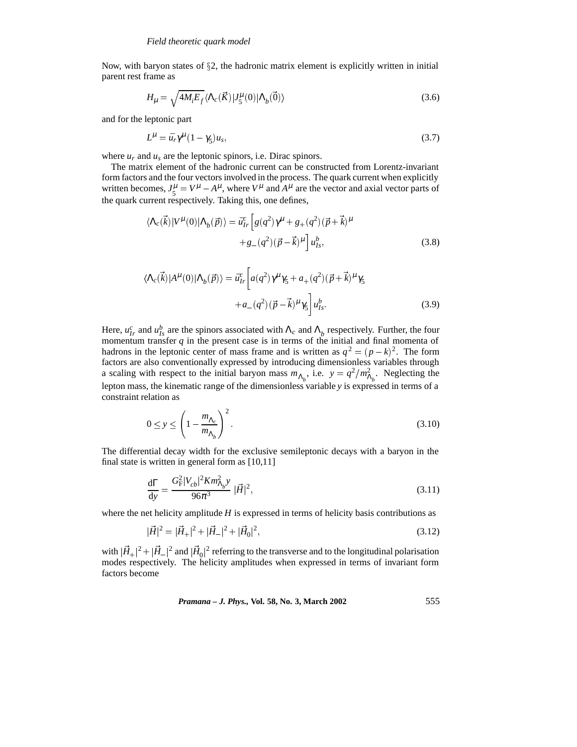Now, with baryon states of §2, the hadronic matrix element is explicitly written in initial parent rest frame as

$$H_\mu = \sqrt{4M_i E_f}\langle \Lambda_c(\vec{K})|J_5^\mu(0)|\Lambda_b(\vec{0})\rangle \tag{3.6}$$

and for the leptonic part

$$L^\mu = \bar{u}_r \gamma^\mu (1-\gamma_5) u_s, \tag{3.7}$$

where $u_r$ and $u_s$ are the leptonic spinors, i.e. Dirac spinors.

The matrix element of the hadronic current can be constructed from Lorentz-invariant form factors and the four vectors involved in the process. The quark current when explicitly written becomes, $J_5^\mu = V^\mu - A^\mu$, where $V^\mu$ and $A^\mu$ are the vector and axial vector parts of the quark current respectively. Taking this, one defines,

$$\langle \Lambda_c(\vec{k})|V^\mu(0)|\Lambda_b(\vec{p})\rangle = \bar{u}_{Ir}^c \Big[ g(q^2)\gamma^\mu + g_+(q^2)(\vec{p}+\vec{k})^\mu + g_-(q^2)(\vec{p}-\vec{k})^\mu \Big] u_{Is}^b, \tag{3.8}$$

$$\langle \Lambda_c(\vec{k})|A^\mu(0)|\Lambda_b(\vec{p})\rangle = \bar{u}_{Ir}^c \Big[ a(q^2)\gamma^\mu\gamma_5 + a_+(q^2)(\vec{p}+\vec{k})^\mu\gamma_5 + a_-(q^2)(\vec{p}-\vec{k})^\mu\gamma_5 \Big] u_{Is}^b. \tag{3.9}$$

Here, $u_{Ir}^c$ and $u_{Is}^b$ are the spinors associated with $\Lambda_c$ and $\Lambda_b$ respectively. Further, the four momentum transfer $q$ in the present case is in terms of the initial and final momenta of hadrons in the leptonic center of mass frame and is written as $q^2 = (p-k)^2$. The form factors are also conventionally expressed by introducing dimensionless variables through a scaling with respect to the initial baryon mass $m_{\Lambda_b}$, i.e. $y = q^2/m_{\Lambda_b}^2$. Neglecting the lepton mass, the kinematic range of the dimensionless variable $y$ is expressed in terms of a constraint relation as

$$0 \le y \le \left(1 - \frac{m_{\Lambda_c}}{m_{\Lambda_b}}\right)^2. \tag{3.10}$$

The differential decay width for the exclusive semileptonic decays with a baryon in the final state is written in general form as [10,11]

$$\frac{\mathrm{d}\Gamma}{\mathrm{d}y} = \frac{G_\mathrm{F}^2 |V_{cb}|^2 K m_{\Lambda_b}^2 y}{96\pi^3}\,|\vec{H}|^2, \tag{3.11}$$

where the net helicity amplitude $H$ is expressed in terms of helicity basis contributions as

$$|\vec{H}|^2 = |\vec{H}_+|^2 + |\vec{H}_-|^2 + |\vec{H}_0|^2, \tag{3.12}$$

with $|\vec{H}_+|^2 + |\vec{H}_-|^2$ and $|\vec{H}_0|^2$ referring to the transverse and to the longitudinal polarisation modes respectively. The helicity amplitudes when expressed in terms of invariant form factors become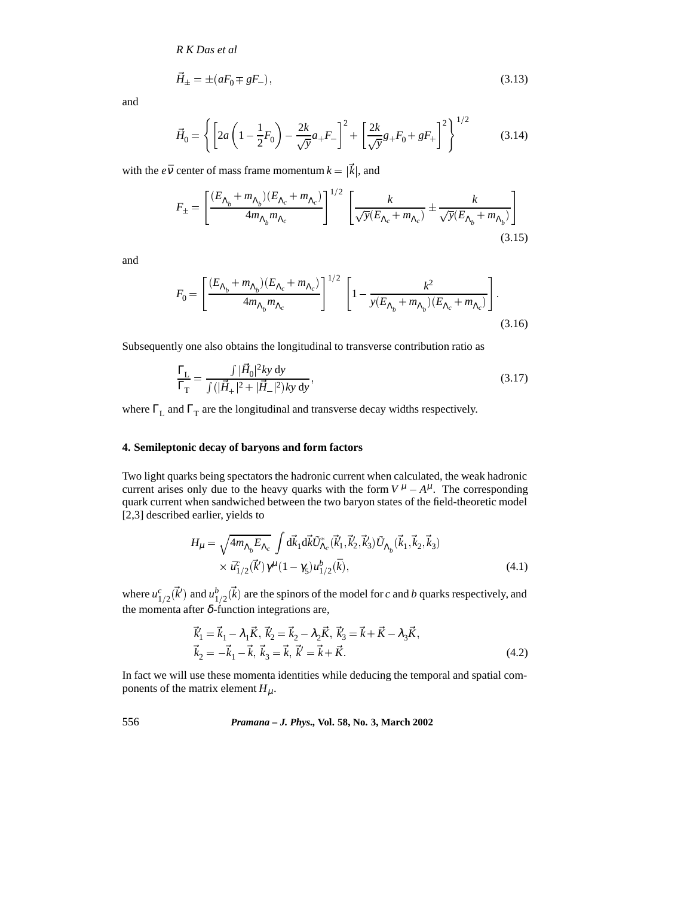$$\vec{H}_{\pm} = \pm(aF_0 \mp gF_-), \tag{3.13}$$

and

$$\vec{H}_0 = \left\{ \left[ 2a\left(1 - \frac{1}{2}F_0\right) - \frac{2k}{\sqrt{y}} a_+ F_- \right]^2 + \left[ \frac{2k}{\sqrt{y}} g_+ F_0 + gF_+ \right]^2 \right\}^{1/2} \tag{3.14}$$

with the $e\bar{\nu}$ center of mass frame momentum $k = |\vec{k}|$, and

$$F_{\pm} = \left[ \frac{(E_{\Lambda_b} + m_{\Lambda_b})(E_{\Lambda_c} + m_{\Lambda_c})}{4m_{\Lambda_b} m_{\Lambda_c}} \right]^{1/2} \left[ \frac{k}{\sqrt{y}(E_{\Lambda_c} + m_{\Lambda_c})} \pm \frac{k}{\sqrt{y}(E_{\Lambda_b} + m_{\Lambda_b})} \right] \tag{3.15}$$

and

$$F_0 = \left[ \frac{(E_{\Lambda_b} + m_{\Lambda_b})(E_{\Lambda_c} + m_{\Lambda_c})}{4m_{\Lambda_b} m_{\Lambda_c}} \right]^{1/2} \left[ 1 - \frac{k^2}{y(E_{\Lambda_b} + m_{\Lambda_b})(E_{\Lambda_c} + m_{\Lambda_c})} \right]. \tag{3.16}$$

Subsequently one also obtains the longitudinal to transverse contribution ratio as

$$\frac{\Gamma_{\mathrm{L}}}{\Gamma_{\mathrm{T}}} = \frac{\int |\vec{H}_0|^2 ky \, \mathrm{d}y}{\int (|\vec{H}_+|^2 + |\vec{H}_-|^2) ky \, \mathrm{d}y}, \tag{3.17}$$

where $\Gamma_{\mathrm{L}}$ and $\Gamma_{\mathrm{T}}$ are the longitudinal and transverse decay widths respectively.

## 4. Semileptonic decay of baryons and form factors

Two light quarks being spectators the hadronic current when calculated, the weak hadronic current arises only due to the heavy quarks with the form $V^{\mu} - A^{\mu}$. The corresponding quark current when sandwiched between the two baryon states of the field-theoretic model [2,3] described earlier, yields to

$$\begin{aligned} H_{\mu} = \sqrt{4m_{\Lambda_b} E_{\Lambda_c}} \int \mathrm{d}\vec{k}_1 \mathrm{d}\vec{k} \tilde{U}^*_{\Lambda_c}(\vec{k}'_1, \vec{k}'_2, \vec{k}'_3) \tilde{U}_{\Lambda_b}(\vec{k}_1, \vec{k}_2, \vec{k}_3) \\ \times \bar{u}^c_{1/2}(\vec{k}') \gamma^{\mu}(1 - \gamma_5) u^b_{1/2}(\bar{k}), \end{aligned} \tag{4.1}$$

where $u^c_{1/2}(\vec{k}')$ and $u^b_{1/2}(\vec{k})$ are the spinors of the model for $c$ and $b$ quarks respectively, and the momenta after $\delta$-function integrations are,

$$\begin{aligned} &\vec{k}'_1 = \vec{k}_1 - \lambda_1 \vec{K}, \; \vec{k}'_2 = \vec{k}_2 - \lambda_2 \vec{K}, \; \vec{k}'_3 = \vec{k} + \vec{K} - \lambda_3 \vec{K}, \\ &\vec{k}_2 = -\vec{k}_1 - \vec{k}, \; \vec{k}_3 = \vec{k}, \; \vec{k}' = \vec{k} + \vec{K}. \end{aligned} \tag{4.2}$$

In fact we will use these momenta identities while deducing the temporal and spatial components of the matrix element $H_{\mu}$.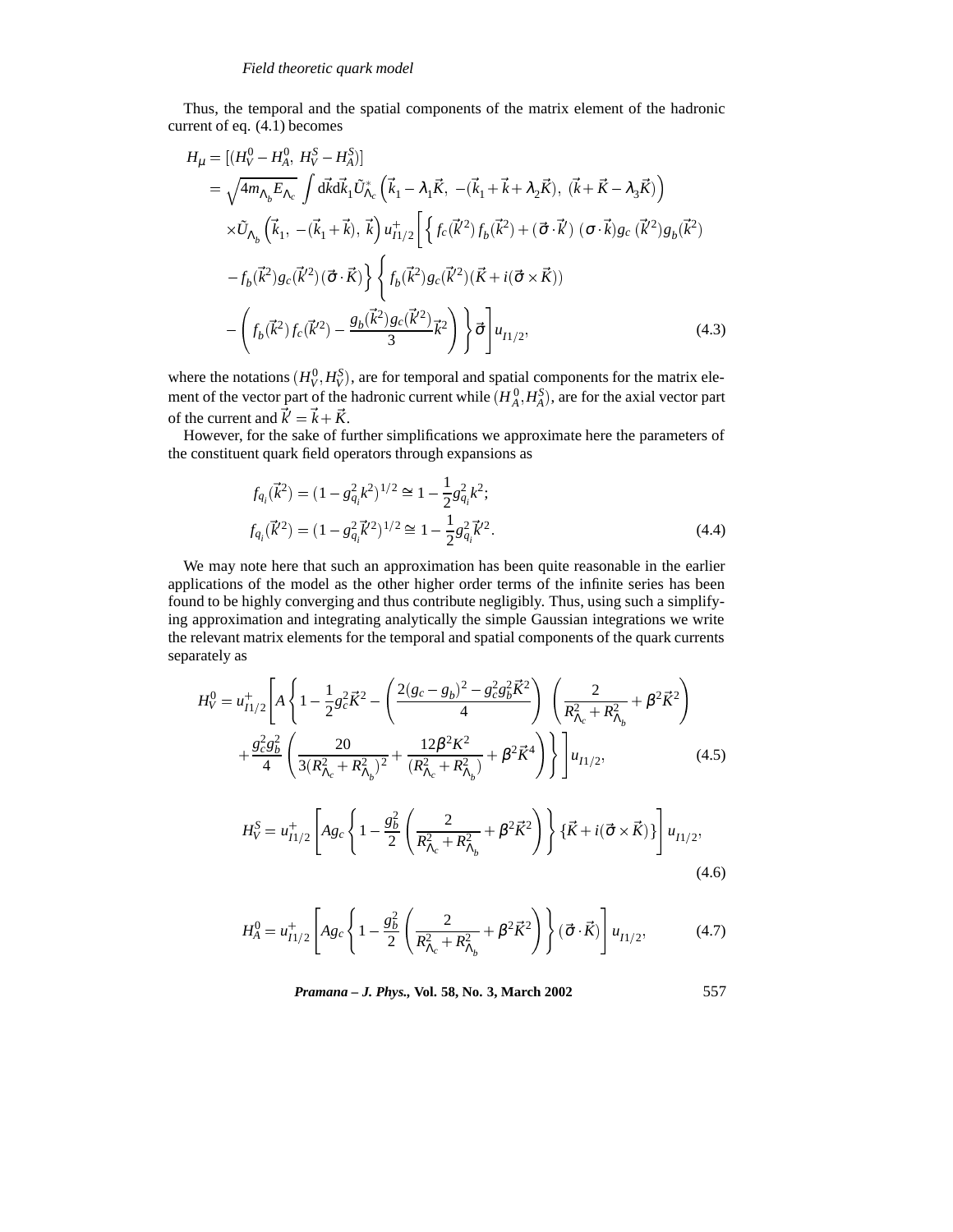Thus, the temporal and the spatial components of the matrix element of the hadronic current of eq. (4.1) becomes

$$
\begin{aligned}
H_\mu &= [(H_V^0 - H_A^0,\ H_V^S - H_A^S)] \\
&= \sqrt{4m_{\Lambda_b}E_{\Lambda_c}} \int \mathrm{d}\vec{k}\mathrm{d}\vec{k}_1 \tilde{U}^*_{\Lambda_c}\left(\vec{k}_1 - \lambda_1\vec{K},\ -(\vec{k}_1 + \vec{k} + \lambda_2\vec{K}),\ (\vec{k} + \vec{K} - \lambda_3\vec{K})\right) \\
&\quad \times \tilde{U}_{\Lambda_b}\left(\vec{k}_1,\ -(\vec{k}_1 + \vec{k}),\ \vec{k}\right) u^+_{I1/2}\Bigg[\Big\{ f_c(\vec{k}'^2) f_b(\vec{k}^2) + (\vec{\sigma}\cdot\vec{k}')\ (\sigma\cdot\vec{k}) g_c\ (\vec{k}'^2) g_b(\vec{k}^2) \\
&\quad - f_b(\vec{k}^2) g_c(\vec{k}'^2)(\vec{\sigma}\cdot\vec{K})\Big\} \Big\{ f_b(\vec{k}^2) g_c(\vec{k}'^2)(\vec{K} + i(\vec{\sigma}\times\vec{K})) \\
&\quad - \left( f_b(\vec{k}^2) f_c(\vec{k}'^2) - \frac{g_b(\vec{k}^2) g_c(\vec{k}'^2)}{3}\vec{k}^2 \right) \Big\} \vec{\sigma} \Bigg] u_{I1/2},
\end{aligned}
\tag{4.3}
$$

where the notations $(H_V^0, H_V^S)$, are for temporal and spatial components for the matrix element of the vector part of the hadronic current while $(H_A^0, H_A^S)$, are for the axial vector part of the current and $\vec{k}' = \vec{k} + \vec{K}$.

However, for the sake of further simplifications we approximate here the parameters of the constituent quark field operators through expansions as

$$
\begin{aligned}
f_{q_i}(\vec{k}^2) &= (1 - g_{q_i}^2 k^2)^{1/2} \cong 1 - \frac{1}{2} g_{q_i}^2 k^2; \\
f_{q_i}(\vec{k}'^2) &= (1 - g_{q_i}^2 \vec{k}'^2)^{1/2} \cong 1 - \frac{1}{2} g_{q_i}^2 \vec{k}'^2.
\end{aligned}
\tag{4.4}
$$

We may note here that such an approximation has been quite reasonable in the earlier applications of the model as the other higher order terms of the infinite series has been found to be highly converging and thus contribute negligibly. Thus, using such a simplifying approximation and integrating analytically the simple Gaussian integrations we write the relevant matrix elements for the temporal and spatial components of the quark currents separately as

$$
\begin{aligned}
H_V^0 = u^+_{I1/2}\Bigg[ A\Bigg\{ 1 - \frac{1}{2} g_c^2 \vec{K}^2 - \left( \frac{2(g_c - g_b)^2 - g_c^2 g_b^2 \vec{K}^2}{4} \right) \left( \frac{2}{R^2_{\Lambda_c} + R^2_{\Lambda_b}} + \beta^2 \vec{K}^2 \right) \\
+ \frac{g_c^2 g_b^2}{4} \left( \frac{20}{3(R^2_{\Lambda_c} + R^2_{\Lambda_b})^2} + \frac{12\beta^2 K^2}{(R^2_{\Lambda_c} + R^2_{\Lambda_b})} + \beta^2 \vec{K}^4 \right) \Bigg\} \Bigg] u_{I1/2},
\end{aligned}
\tag{4.5}
$$

$$
H_V^S = u^+_{I1/2}\left[ A g_c \left\{ 1 - \frac{g_b^2}{2}\left( \frac{2}{R^2_{\Lambda_c} + R^2_{\Lambda_b}} + \beta^2 \vec{K}^2 \right) \right\} \{\vec{K} + i(\vec{\sigma}\times\vec{K})\} \right] u_{I1/2},
\tag{4.6}
$$

$$
H_A^0 = u^+_{I1/2}\left[ A g_c \left\{ 1 - \frac{g_b^2}{2}\left( \frac{2}{R^2_{\Lambda_c} + R^2_{\Lambda_b}} + \beta^2 \vec{K}^2 \right) \right\} (\vec{\sigma}\cdot\vec{K}) \right] u_{I1/2},
\tag{4.7}
$$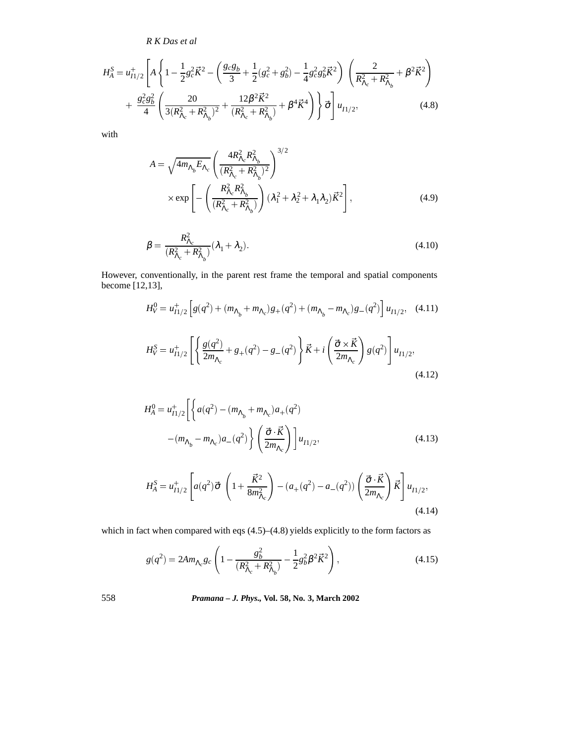$$H_A^S = u_{I1/2}^+ \left[ A \left\{ 1 - \frac{1}{2} g_c^2 \vec{K}^2 - \left( \frac{g_c g_b}{3} + \frac{1}{2}(g_c^2 + g_b^2) - \frac{1}{4} g_c^2 g_b^2 \vec{K}^2 \right) \left( \frac{2}{R_{\Lambda_c}^2 + R_{\Lambda_b}^2} + \beta^2 \vec{K}^2 \right) \right. \right.$$
$$\left. \left. + \frac{g_c^2 g_b^2}{4} \left( \frac{20}{3(R_{\Lambda_c}^2 + R_{\Lambda_b}^2)^2} + \frac{12\beta^2 \vec{K}^2}{(R_{\Lambda_c}^2 + R_{\Lambda_b}^2)} + \beta^4 \vec{K}^4 \right) \right\} \vec{\sigma} \right] u_{I1/2}, \tag{4.8}$$

with

$$A = \sqrt{4 m_{\Lambda_b} E_{\Lambda_c}} \left( \frac{4 R_{\Lambda_c}^2 R_{\Lambda_b}^2}{(R_{\Lambda_c}^2 + R_{\Lambda_b}^2)^2} \right)^{3/2}$$
$$\times \exp \left[ - \left( \frac{R_{\Lambda_c}^2 R_{\Lambda_b}^2}{(R_{\Lambda_c}^2 + R_{\Lambda_b}^2)} \right) (\lambda_1^2 + \lambda_2^2 + \lambda_1 \lambda_2) \vec{K}^2 \right], \tag{4.9}$$

$$\beta = \frac{R_{\Lambda_c}^2}{(R_{\Lambda_c}^2 + R_{\Lambda_b}^2)} (\lambda_1 + \lambda_2). \tag{4.10}$$

However, conventionally, in the parent rest frame the temporal and spatial components become [12,13],

$$H_V^0 = u_{I1/2}^+ \left[ g(q^2) + (m_{\Lambda_b} + m_{\Lambda_c}) g_+(q^2) + (m_{\Lambda_b} - m_{\Lambda_c}) g_-(q^2) \right] u_{I1/2}, \tag{4.11}$$

$$H_V^S = u_{I1/2}^+ \left[ \left\{ \frac{g(q^2)}{2 m_{\Lambda_c}} + g_+(q^2) - g_-(q^2) \right\} \vec{K} + i \left( \frac{\vec{\sigma} \times \vec{K}}{2 m_{\Lambda_c}} \right) g(q^2) \right] u_{I1/2}, \tag{4.12}$$

$$H_A^0 = u_{I1/2}^+ \left[ \left\{ a(q^2) - (m_{\Lambda_b} + m_{\Lambda_c}) a_+(q^2) \right. \right.$$
$$\left. \left. - (m_{\Lambda_b} - m_{\Lambda_c}) a_-(q^2) \right\} \left( \frac{\vec{\sigma} \cdot \vec{K}}{2 m_{\Lambda_c}} \right) \right] u_{I1/2}, \tag{4.13}$$

$$H_A^S = u_{I1/2}^+ \left[ a(q^2) \vec{\sigma} \left( 1 + \frac{\vec{K}^2}{8 m_{\Lambda_c}^2} \right) - (a_+(q^2) - a_-(q^2)) \left( \frac{\vec{\sigma} \cdot \vec{K}}{2 m_{\Lambda_c}} \right) \vec{K} \right] u_{I1/2}, \tag{4.14}$$

which in fact when compared with eqs (4.5)–(4.8) yields explicitly to the form factors as

$$g(q^2) = 2 A m_{\Lambda_c} g_c \left( 1 - \frac{g_b^2}{(R_{\Lambda_c}^2 + R_{\Lambda_b}^2)} - \frac{1}{2} g_b^2 \beta^2 \vec{K}^2 \right), \tag{4.15}$$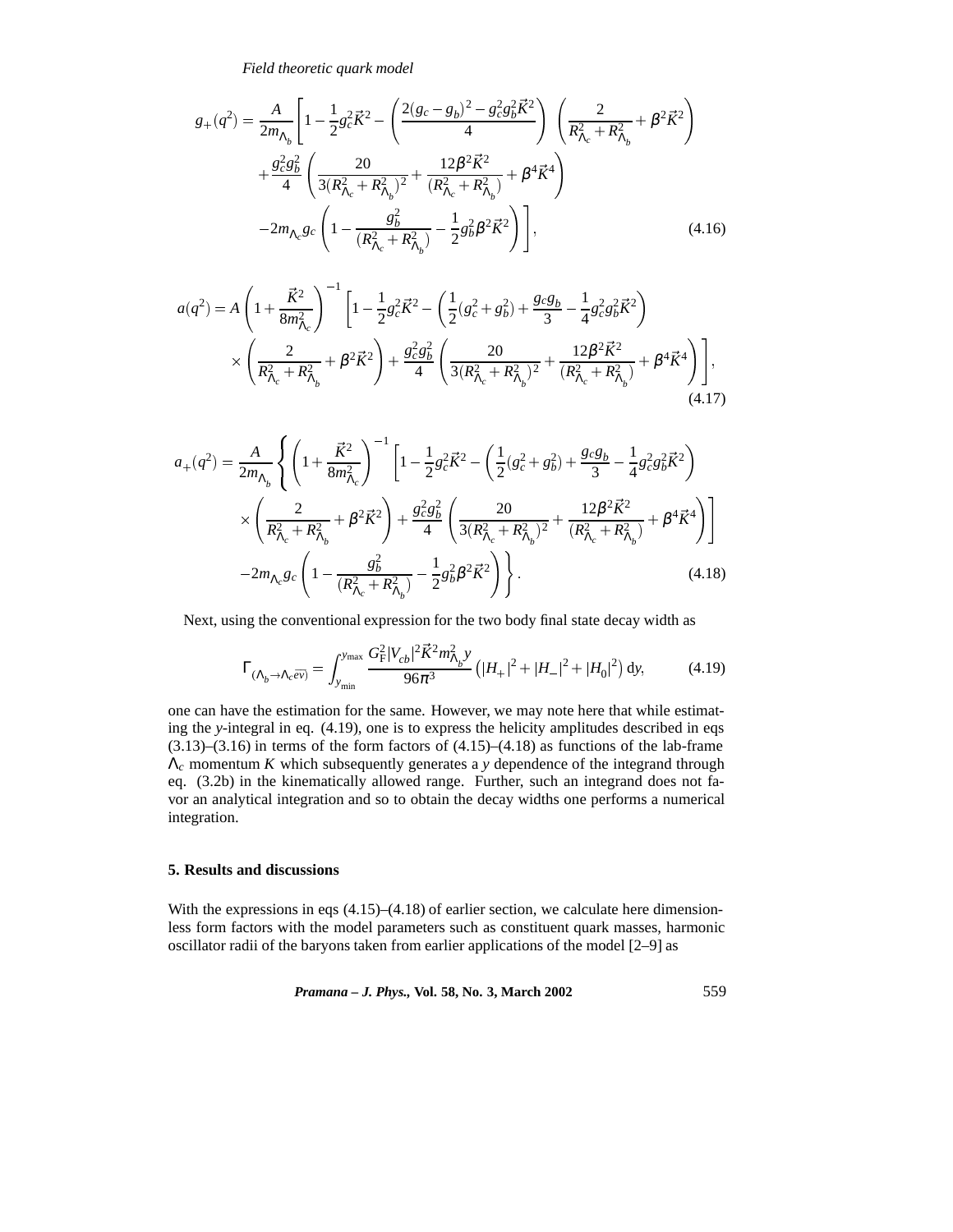$$g_+(q^2) = \frac{A}{2m_{\Lambda_b}}\left[1 - \frac{1}{2}g_c^2\vec{K}^2 - \left(\frac{2(g_c-g_b)^2 - g_c^2 g_b^2 \vec{K}^2}{4}\right)\left(\frac{2}{R_{\Lambda_c}^2 + R_{\Lambda_b}^2} + \beta^2\vec{K}^2\right)\right.$$
$$+ \frac{g_c^2 g_b^2}{4}\left(\frac{20}{3(R_{\Lambda_c}^2 + R_{\Lambda_b}^2)^2} + \frac{12\beta^2\vec{K}^2}{(R_{\Lambda_c}^2 + R_{\Lambda_b}^2)} + \beta^4\vec{K}^4\right)$$
$$\left. -2m_{\Lambda_c} g_c\left(1 - \frac{g_b^2}{(R_{\Lambda_c}^2 + R_{\Lambda_b}^2)} - \frac{1}{2}g_b^2\beta^2\vec{K}^2\right)\right], \tag{4.16}$$

$$a(q^2) = A\left(1 + \frac{\vec{K}^2}{8m_{\Lambda_c}^2}\right)^{-1}\left[1 - \frac{1}{2}g_c^2\vec{K}^2 - \left(\frac{1}{2}(g_c^2 + g_b^2) + \frac{g_c g_b}{3} - \frac{1}{4}g_c^2 g_b^2 \vec{K}^2\right)\right.$$
$$\left. \times\left(\frac{2}{R_{\Lambda_c}^2 + R_{\Lambda_b}^2} + \beta^2\vec{K}^2\right) + \frac{g_c^2 g_b^2}{4}\left(\frac{20}{3(R_{\Lambda_c}^2 + R_{\Lambda_b}^2)^2} + \frac{12\beta^2\vec{K}^2}{(R_{\Lambda_c}^2 + R_{\Lambda_b}^2)} + \beta^4\vec{K}^4\right)\right], \tag{4.17}$$

$$a_+(q^2) = \frac{A}{2m_{\Lambda_b}}\left\{\left(1 + \frac{\vec{K}^2}{8m_{\Lambda_c}^2}\right)^{-1}\left[1 - \frac{1}{2}g_c^2\vec{K}^2 - \left(\frac{1}{2}(g_c^2 + g_b^2) + \frac{g_c g_b}{3} - \frac{1}{4}g_c^2 g_b^2\vec{K}^2\right)\right.\right.$$
$$\left. \times\left(\frac{2}{R_{\Lambda_c}^2 + R_{\Lambda_b}^2} + \beta^2\vec{K}^2\right) + \frac{g_c^2 g_b^2}{4}\left(\frac{20}{3(R_{\Lambda_c}^2 + R_{\Lambda_b}^2)^2} + \frac{12\beta^2\vec{K}^2}{(R_{\Lambda_c}^2 + R_{\Lambda_b}^2)} + \beta^4\vec{K}^4\right)\right]$$
$$\left. -2m_{\Lambda_c} g_c\left(1 - \frac{g_b^2}{(R_{\Lambda_c}^2 + R_{\Lambda_b}^2)} - \frac{1}{2}g_b^2\beta^2\vec{K}^2\right)\right\}. \tag{4.18}$$

Next, using the conventional expression for the two body final state decay width as

$$\Gamma_{(\Lambda_b \to \Lambda_c e\bar{\nu})} = \int_{y_{\min}}^{y_{\max}} \frac{G_F^2 |V_{cb}|^2 \vec{K}^2 m_{\Lambda_b}^2 y}{96\pi^3}\left(|H_+|^2 + |H_-|^2 + |H_0|^2\right)\mathrm{d}y, \tag{4.19}$$

one can have the estimation for the same. However, we may note here that while estimating the $y$-integral in eq. (4.19), one is to express the helicity amplitudes described in eqs (3.13)–(3.16) in terms of the form factors of (4.15)–(4.18) as functions of the lab-frame $\Lambda_c$ momentum $K$ which subsequently generates a $y$ dependence of the integrand through eq. (3.2b) in the kinematically allowed range. Further, such an integrand does not favor an analytical integration and so to obtain the decay widths one performs a numerical integration.

## 5. Results and discussions

With the expressions in eqs (4.15)–(4.18) of earlier section, we calculate here dimensionless form factors with the model parameters such as constituent quark masses, harmonic oscillator radii of the baryons taken from earlier applications of the model [2–9] as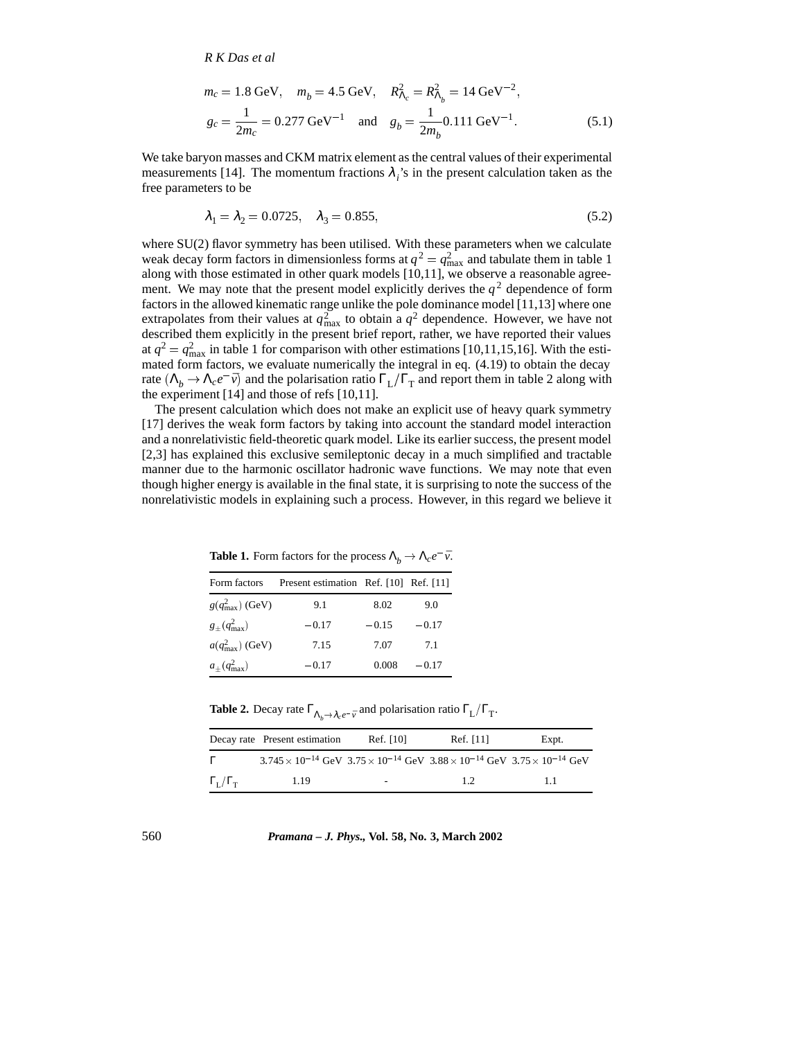$$m_c = 1.8\ \text{GeV}, \quad m_b = 4.5\ \text{GeV}, \quad R^2_{\Lambda_c} = R^2_{\Lambda_b} = 14\ \text{GeV}^{-2},$$

$$g_c = \frac{1}{2m_c} = 0.277\ \text{GeV}^{-1} \quad \text{and} \quad g_b = \frac{1}{2m_b} 0.111\ \text{GeV}^{-1}. \tag{5.1}$$

We take baryon masses and CKM matrix element as the central values of their experimental measurements [14]. The momentum fractions $\lambda_i$'s in the present calculation taken as the free parameters to be

$$\lambda_1 = \lambda_2 = 0.0725, \quad \lambda_3 = 0.855, \tag{5.2}$$

where SU(2) flavor symmetry has been utilised. With these parameters when we calculate weak decay form factors in dimensionless forms at $q^2 = q^2_{\max}$ and tabulate them in table 1 along with those estimated in other quark models [10,11], we observe a reasonable agreement. We may note that the present model explicitly derives the $q^2$ dependence of form factors in the allowed kinematic range unlike the pole dominance model [11,13] where one extrapolates from their values at $q^2_{\max}$ to obtain a $q^2$ dependence. However, we have not described them explicitly in the present brief report, rather, we have reported their values at $q^2 = q^2_{\max}$ in table 1 for comparison with other estimations [10,11,15,16]. With the estimated form factors, we evaluate numerically the integral in eq. (4.19) to obtain the decay rate $(\Lambda_b \to \Lambda_c e^- \bar{\nu})$ and the polarisation ratio $\Gamma_L/\Gamma_T$ and report them in table 2 along with the experiment [14] and those of refs [10,11].

The present calculation which does not make an explicit use of heavy quark symmetry [17] derives the weak form factors by taking into account the standard model interaction and a nonrelativistic field-theoretic quark model. Like its earlier success, the present model [2,3] has explained this exclusive semileptonic decay in a much simplified and tractable manner due to the harmonic oscillator hadronic wave functions. We may note that even though higher energy is available in the final state, it is surprising to note the success of the nonrelativistic models in explaining such a process. However, in this regard we believe it

**Table 1.** Form factors for the process $\Lambda_b \to \Lambda_c e^- \bar{\nu}$.

| Form factors | Present estimation | Ref. [10] | Ref. [11] |
|---|---|---|---|
| $g(q^2_{\max})$ (GeV) | 9.1 | 8.02 | 9.0 |
| $g_\pm(q^2_{\max})$ | $-0.17$ | $-0.15$ | $-0.17$ |
| $a(q^2_{\max})$ (GeV) | 7.15 | 7.07 | 7.1 |
| $a_\pm(q^2_{\max})$ | $-0.17$ | 0.008 | $-0.17$ |

**Table 2.** Decay rate $\Gamma_{\Lambda_b \to \lambda_c e^- \bar{\nu}}$ and polarisation ratio $\Gamma_L/\Gamma_T$.

| Decay rate | Present estimation | Ref. [10] | Ref. [11] | Expt. |
|---|---|---|---|---|
| $\Gamma$ | $3.745 \times 10^{-14}$ GeV | $3.75 \times 10^{-14}$ GeV | $3.88 \times 10^{-14}$ GeV | $3.75 \times 10^{-14}$ GeV |
| $\Gamma_L/\Gamma_T$ | 1.19 | - | 1.2 | 1.1 |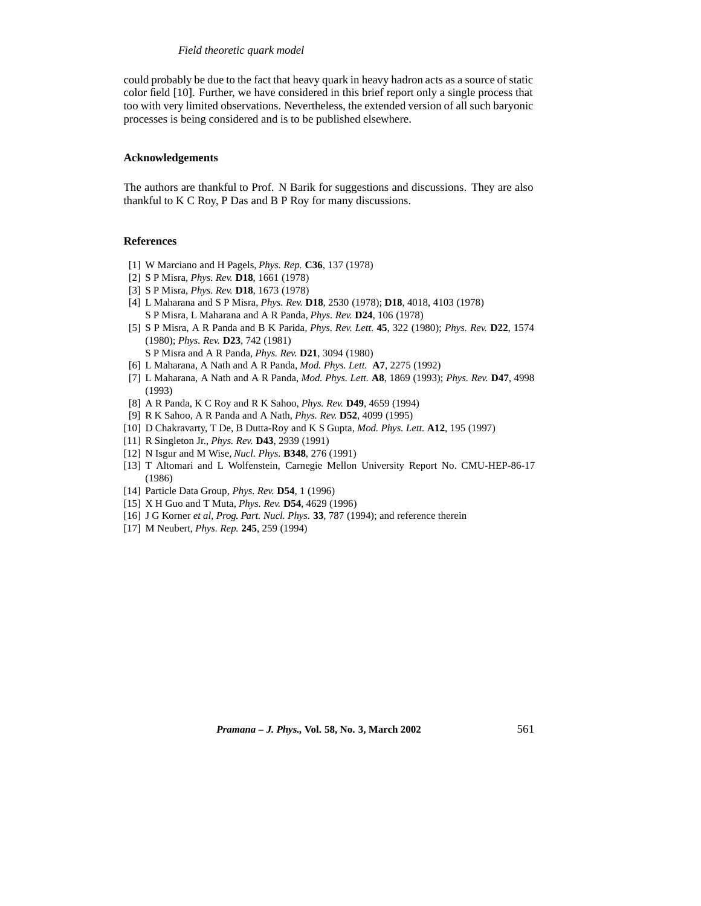could probably be due to the fact that heavy quark in heavy hadron acts as a source of static color field [10]. Further, we have considered in this brief report only a single process that too with very limited observations. Nevertheless, the extended version of all such baryonic processes is being considered and is to be published elsewhere.

### Acknowledgements

The authors are thankful to Prof. N Barik for suggestions and discussions. They are also thankful to K C Roy, P Das and B P Roy for many discussions.

### References

[1] W Marciano and H Pagels, *Phys. Rep.* **C36**, 137 (1978)
[2] S P Misra, *Phys. Rev.* **D18**, 1661 (1978)
[3] S P Misra, *Phys. Rev.* **D18**, 1673 (1978)
[4] L Maharana and S P Misra, *Phys. Rev.* **D18**, 2530 (1978); **D18**, 4018, 4103 (1978)
S P Misra, L Maharana and A R Panda, *Phys. Rev.* **D24**, 106 (1978)
[5] S P Misra, A R Panda and B K Parida, *Phys. Rev. Lett.* **45**, 322 (1980); *Phys. Rev.* **D22**, 1574 (1980); *Phys. Rev.* **D23**, 742 (1981)
S P Misra and A R Panda, *Phys. Rev.* **D21**, 3094 (1980)
[6] L Maharana, A Nath and A R Panda, *Mod. Phys. Lett.* **A7**, 2275 (1992)
[7] L Maharana, A Nath and A R Panda, *Mod. Phys. Lett.* **A8**, 1869 (1993); *Phys. Rev.* **D47**, 4998 (1993)
[8] A R Panda, K C Roy and R K Sahoo, *Phys. Rev.* **D49**, 4659 (1994)
[9] R K Sahoo, A R Panda and A Nath, *Phys. Rev.* **D52**, 4099 (1995)
[10] D Chakravarty, T De, B Dutta-Roy and K S Gupta, *Mod. Phys. Lett.* **A12**, 195 (1997)
[11] R Singleton Jr., *Phys. Rev.* **D43**, 2939 (1991)
[12] N Isgur and M Wise, *Nucl. Phys.* **B348**, 276 (1991)
[13] T Altomari and L Wolfenstein, Carnegie Mellon University Report No. CMU-HEP-86-17 (1986)
[14] Particle Data Group, *Phys. Rev.* **D54**, 1 (1996)
[15] X H Guo and T Muta, *Phys. Rev.* **D54**, 4629 (1996)
[16] J G Korner *et al*, *Prog. Part. Nucl. Phys.* **33**, 787 (1994); and reference therein
[17] M Neubert, *Phys. Rep.* **245**, 259 (1994)